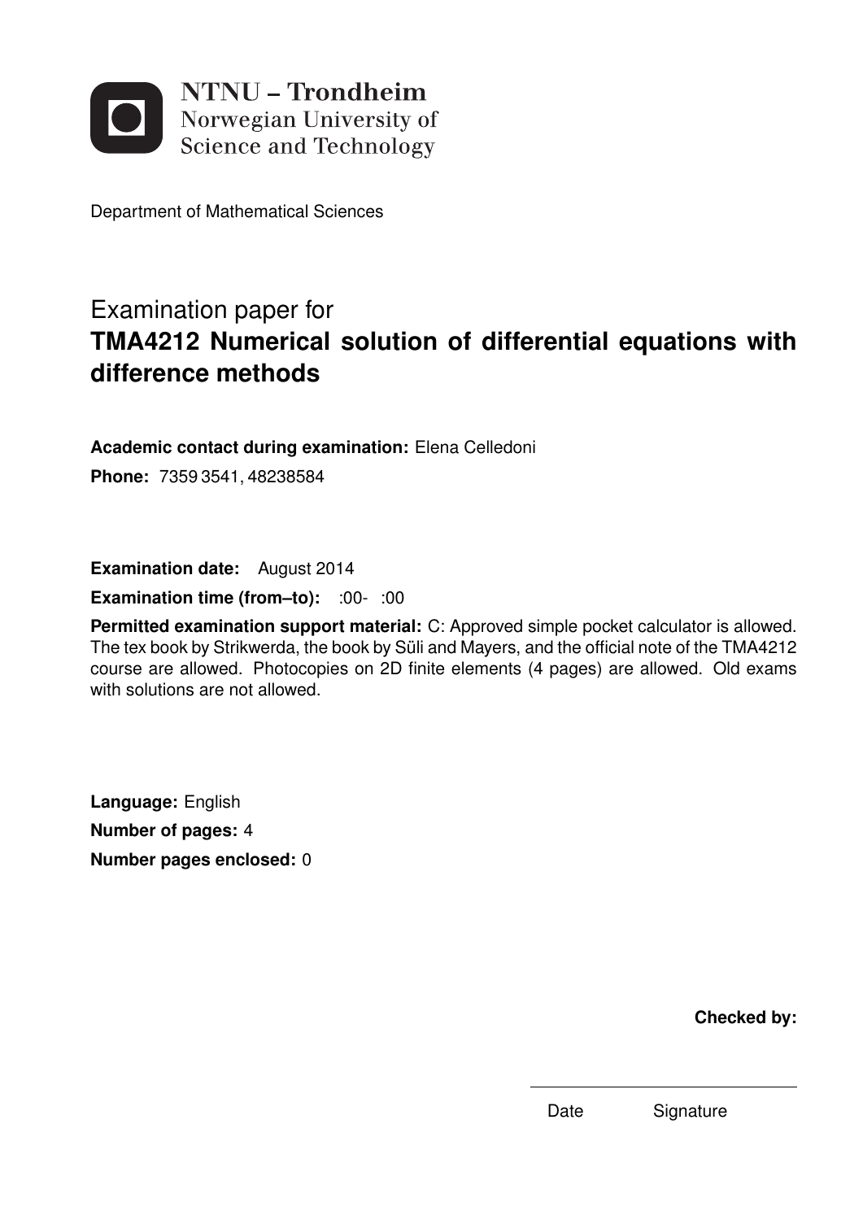NTNU – Trondheim
Norwegian University of
Science and Technology

Department of Mathematical Sciences

# Examination paper for
# **TMA4212 Numerical solution of differential equations with difference methods**

**Academic contact during examination:** Elena Celledoni

**Phone:** 7359 3541, 48238584

**Examination date:** August 2014

**Examination time (from–to):** :00- :00

**Permitted examination support material:** C: Approved simple pocket calculator is allowed. The tex book by Strikwerda, the book by Süli and Mayers, and the official note of the TMA4212 course are allowed. Photocopies on 2D finite elements (4 pages) are allowed. Old exams with solutions are not allowed.

**Language:** English

**Number of pages:** 4

**Number pages enclosed:** 0

**Checked by:**

Date Signature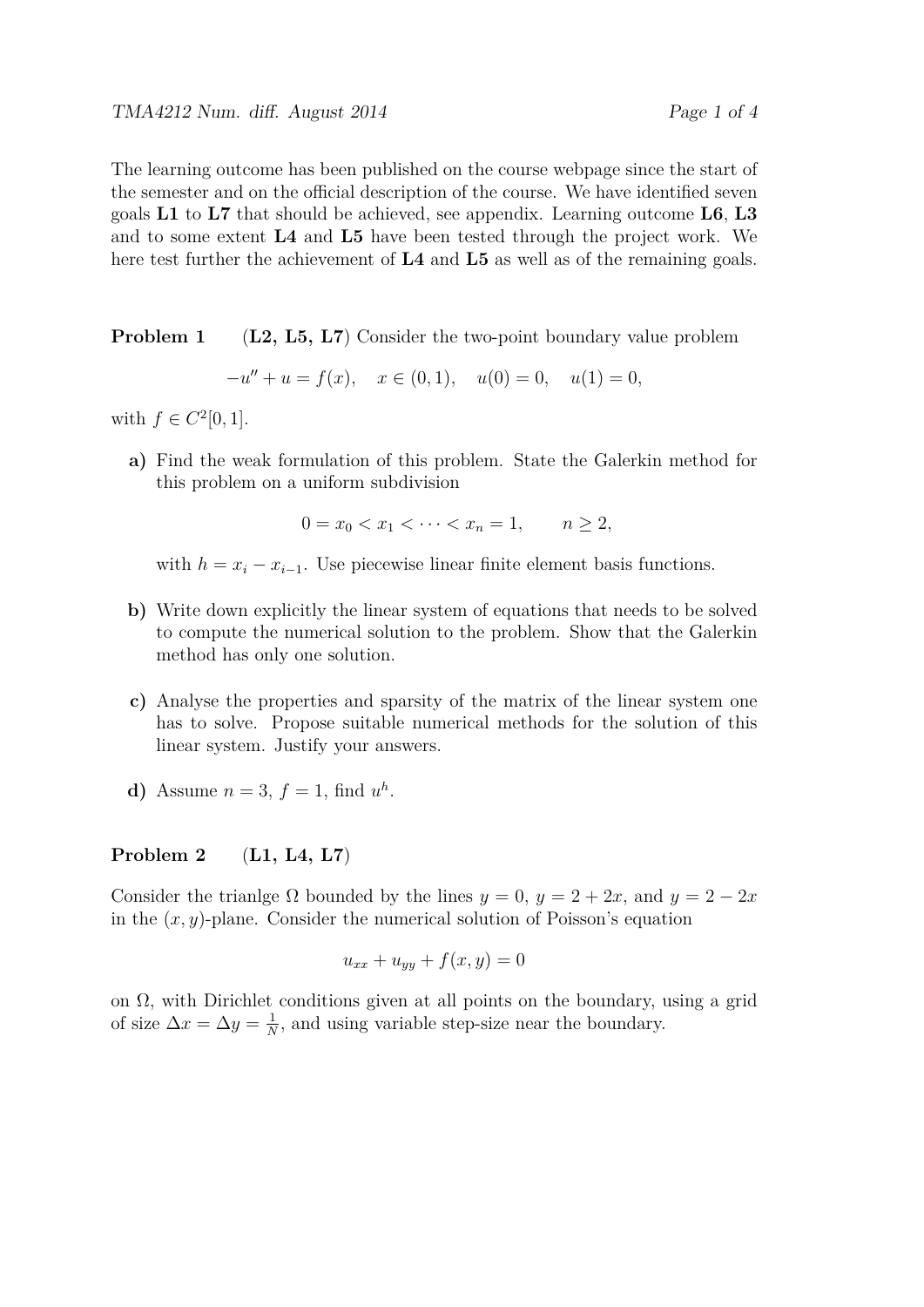The learning outcome has been published on the course webpage since the start of the semester and on the official description of the course. We have identified seven goals **L1** to **L7** that should be achieved, see appendix. Learning outcome **L6**, **L3** and to some extent **L4** and **L5** have been tested through the project work. We here test further the achievement of **L4** and **L5** as well as of the remaining goals.

**Problem 1** (**L2, L5, L7**) Consider the two-point boundary value problem

$$-u'' + u = f(x), \quad x \in (0,1), \quad u(0) = 0, \quad u(1) = 0,$$

with $f \in C^2[0,1]$.

**a)** Find the weak formulation of this problem. State the Galerkin method for this problem on a uniform subdivision

$$0 = x_0 < x_1 < \cdots < x_n = 1, \qquad n \geq 2,$$

with $h = x_i - x_{i-1}$. Use piecewise linear finite element basis functions.

**b)** Write down explicitly the linear system of equations that needs to be solved to compute the numerical solution to the problem. Show that the Galerkin method has only one solution.

**c)** Analyse the properties and sparsity of the matrix of the linear system one has to solve. Propose suitable numerical methods for the solution of this linear system. Justify your answers.

**d)** Assume $n = 3$, $f = 1$, find $u^h$.

**Problem 2** (**L1, L4, L7**)

Consider the trianlge $\Omega$ bounded by the lines $y = 0$, $y = 2 + 2x$, and $y = 2 - 2x$ in the $(x, y)$-plane. Consider the numerical solution of Poisson's equation

$$u_{xx} + u_{yy} + f(x, y) = 0$$

on $\Omega$, with Dirichlet conditions given at all points on the boundary, using a grid of size $\Delta x = \Delta y = \frac{1}{N}$, and using variable step-size near the boundary.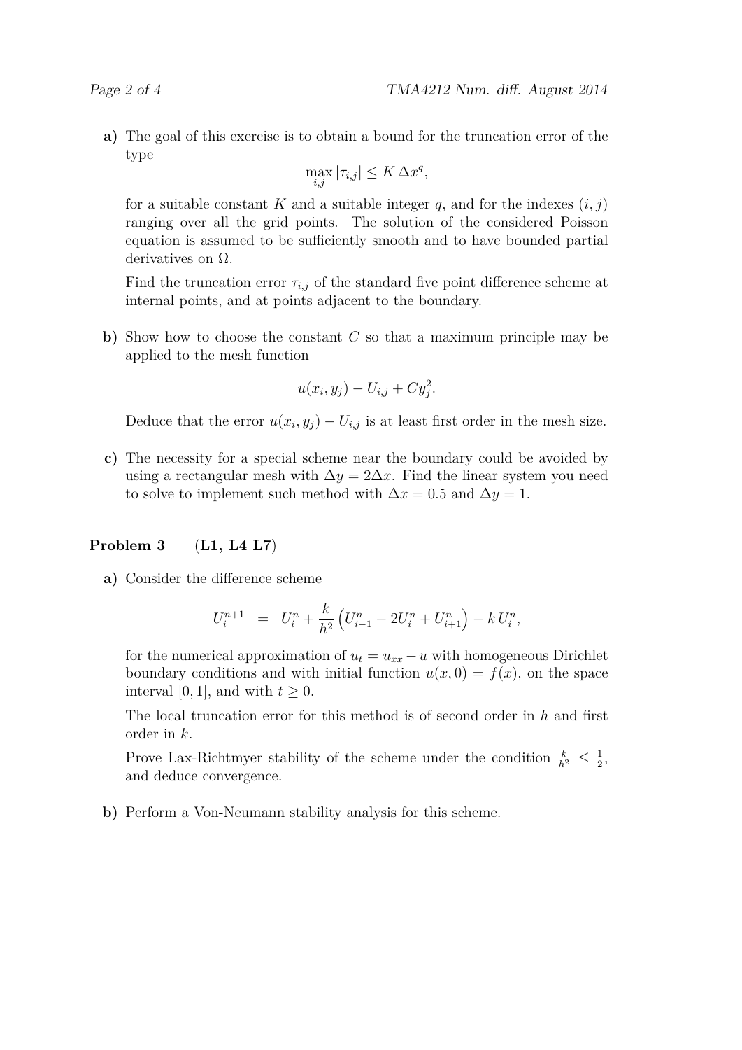**a)** The goal of this exercise is to obtain a bound for the truncation error of the type

$$\max_{i,j} |\tau_{i,j}| \leq K\,\Delta x^q,$$

for a suitable constant $K$ and a suitable integer $q$, and for the indexes $(i,j)$ ranging over all the grid points. The solution of the considered Poisson equation is assumed to be sufficiently smooth and to have bounded partial derivatives on $\Omega$.

Find the truncation error $\tau_{i,j}$ of the standard five point difference scheme at internal points, and at points adjacent to the boundary.

**b)** Show how to choose the constant $C$ so that a maximum principle may be applied to the mesh function

$$u(x_i, y_j) - U_{i,j} + C y_j^2.$$

Deduce that the error $u(x_i, y_j) - U_{i,j}$ is at least first order in the mesh size.

**c)** The necessity for a special scheme near the boundary could be avoided by using a rectangular mesh with $\Delta y = 2\Delta x$. Find the linear system you need to solve to implement such method with $\Delta x = 0.5$ and $\Delta y = 1$.

## Problem 3 (L1, L4 L7)

**a)** Consider the difference scheme

$$U_i^{n+1} \;\; = \;\; U_i^n + \frac{k}{h^2}\left(U_{i-1}^n - 2U_i^n + U_{i+1}^n\right) - k\,U_i^n,$$

for the numerical approximation of $u_t = u_{xx} - u$ with homogeneous Dirichlet boundary conditions and with initial function $u(x,0) = f(x)$, on the space interval $[0,1]$, and with $t \geq 0$.

The local truncation error for this method is of second order in $h$ and first order in $k$.

Prove Lax-Richtmyer stability of the scheme under the condition $\frac{k}{h^2} \leq \frac{1}{2}$, and deduce convergence.

**b)** Perform a Von-Neumann stability analysis for this scheme.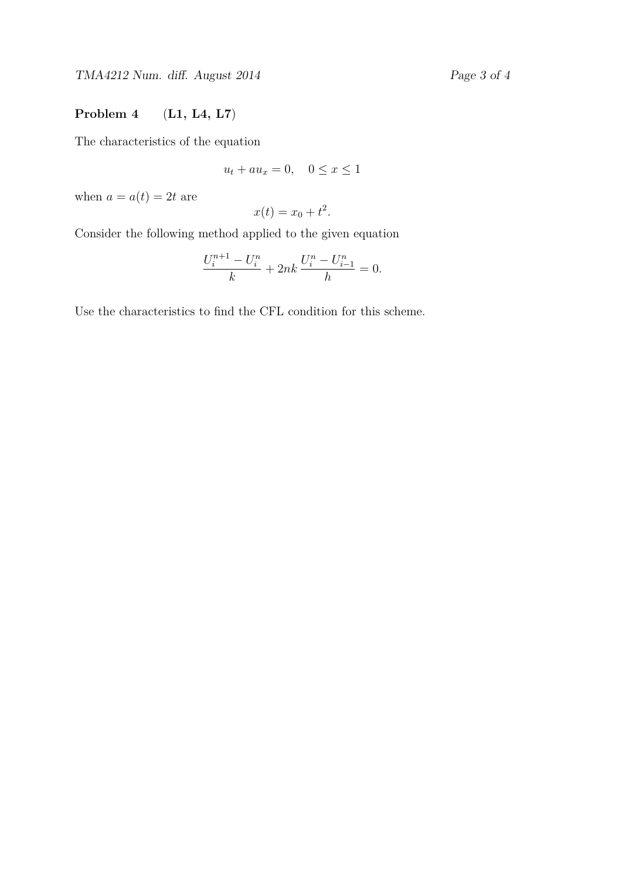**Problem 4** (**L1, L4, L7**)

The characteristics of the equation

$$u_t + au_x = 0, \quad 0 \le x \le 1$$

when $a = a(t) = 2t$ are

$$x(t) = x_0 + t^2.$$

Consider the following method applied to the given equation

$$\frac{U_i^{n+1} - U_i^n}{k} + 2nk\,\frac{U_i^n - U_{i-1}^n}{h} = 0.$$

Use the characteristics to find the CFL condition for this scheme.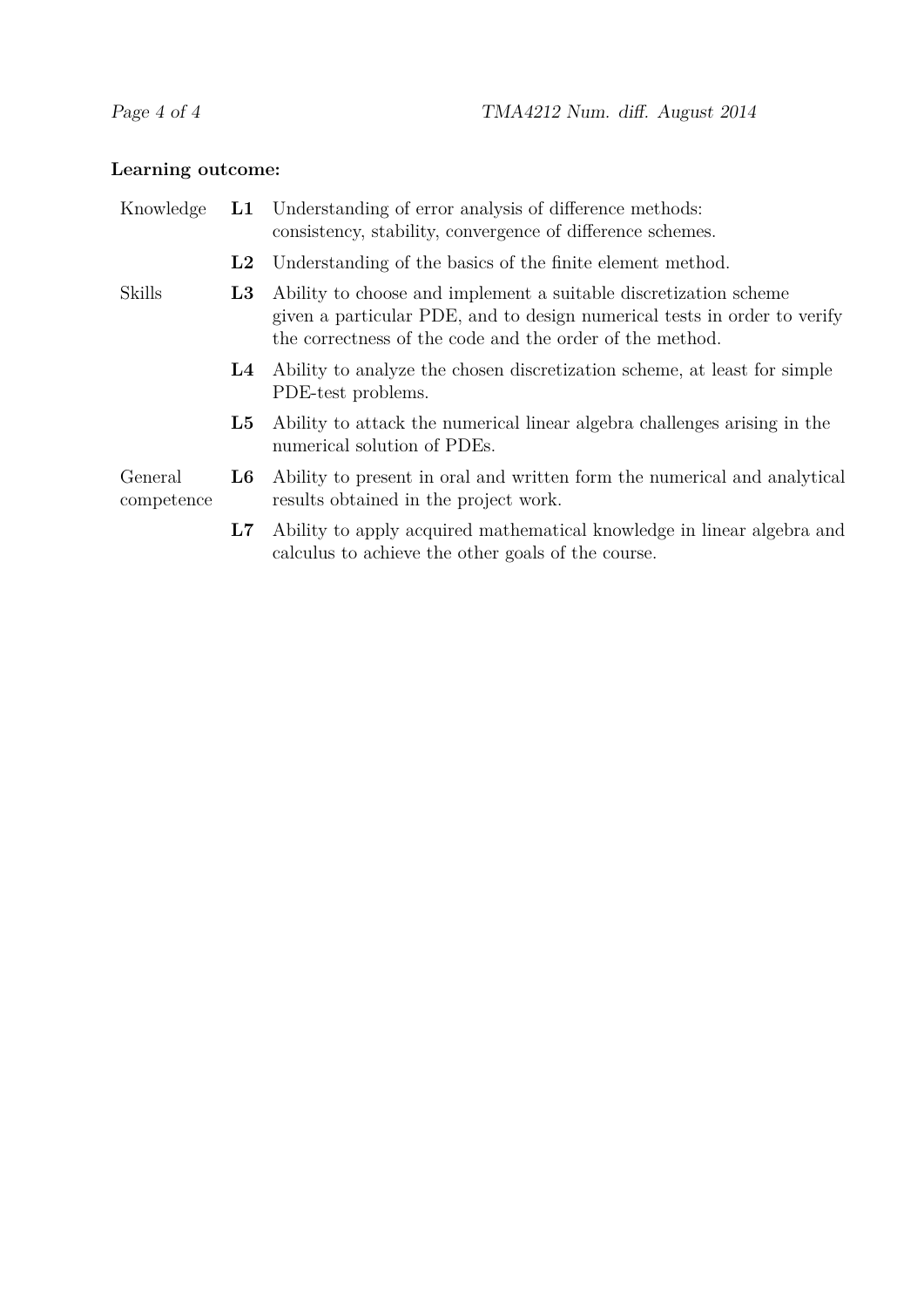**Learning outcome:**

| | | |
|---|---|---|
| Knowledge | **L1** | Understanding of error analysis of difference methods: consistency, stability, convergence of difference schemes. |
| | **L2** | Understanding of the basics of the finite element method. |
| Skills | **L3** | Ability to choose and implement a suitable discretization scheme given a particular PDE, and to design numerical tests in order to verify the correctness of the code and the order of the method. |
| | **L4** | Ability to analyze the chosen discretization scheme, at least for simple PDE-test problems. |
| | **L5** | Ability to attack the numerical linear algebra challenges arising in the numerical solution of PDEs. |
| General competence | **L6** | Ability to present in oral and written form the numerical and analytical results obtained in the project work. |
| | **L7** | Ability to apply acquired mathematical knowledge in linear algebra and calculus to achieve the other goals of the course. |